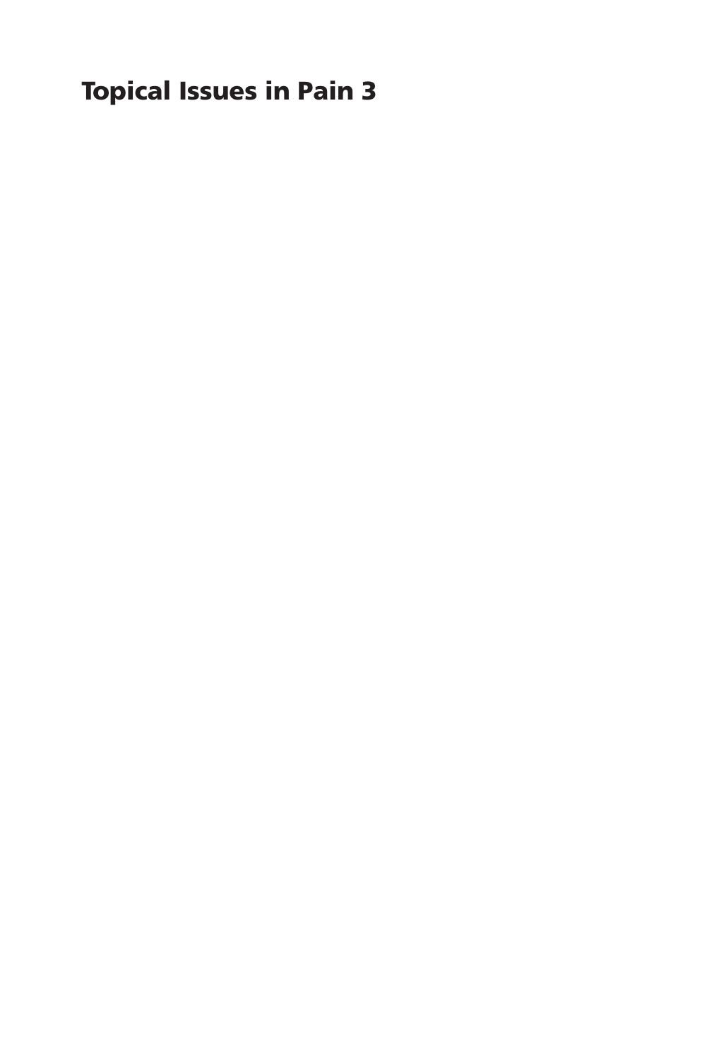# Topical Issues in Pain 3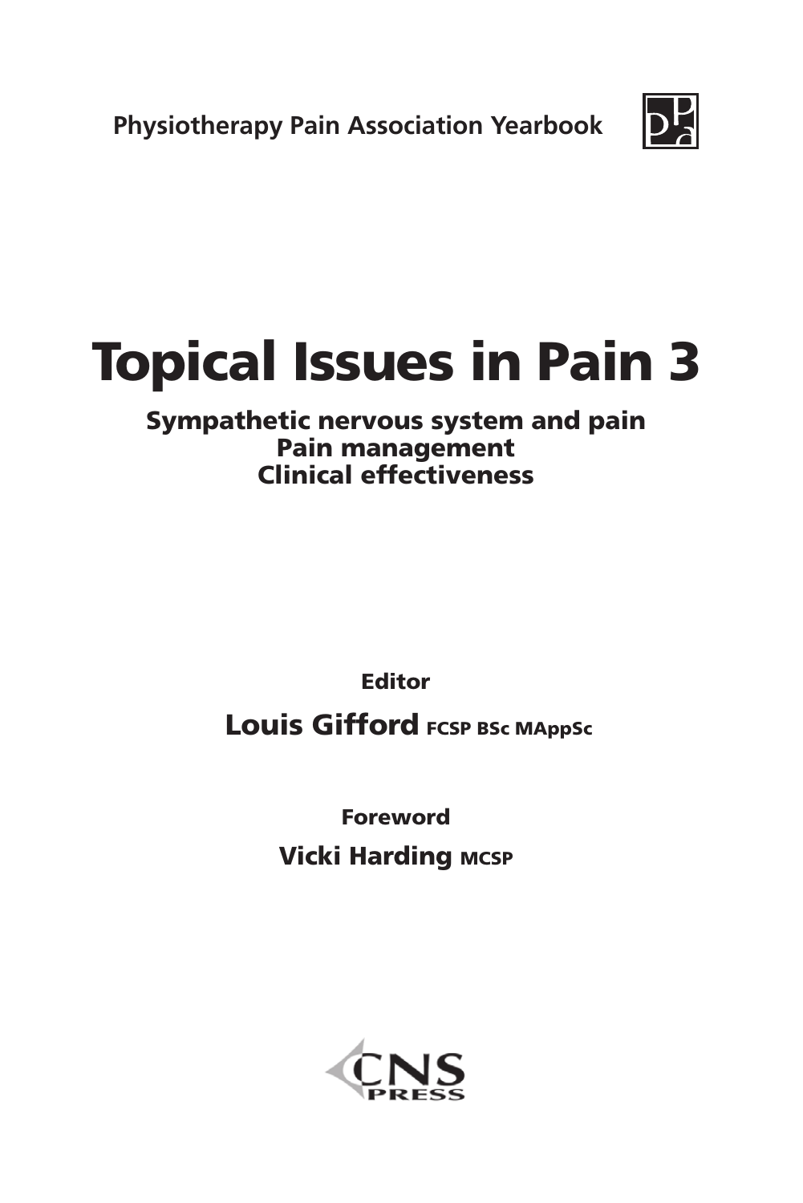Physiotherapy Pain Association Yearbook

# Topical Issues in Pain 3

## Sympathetic nervous system and pain
## Pain management
## Clinical effectiveness

**Editor**

**Louis Gifford** FCSP BSc MAppSc

**Foreword**

**Vicki Harding** MCSP

CNS PRESS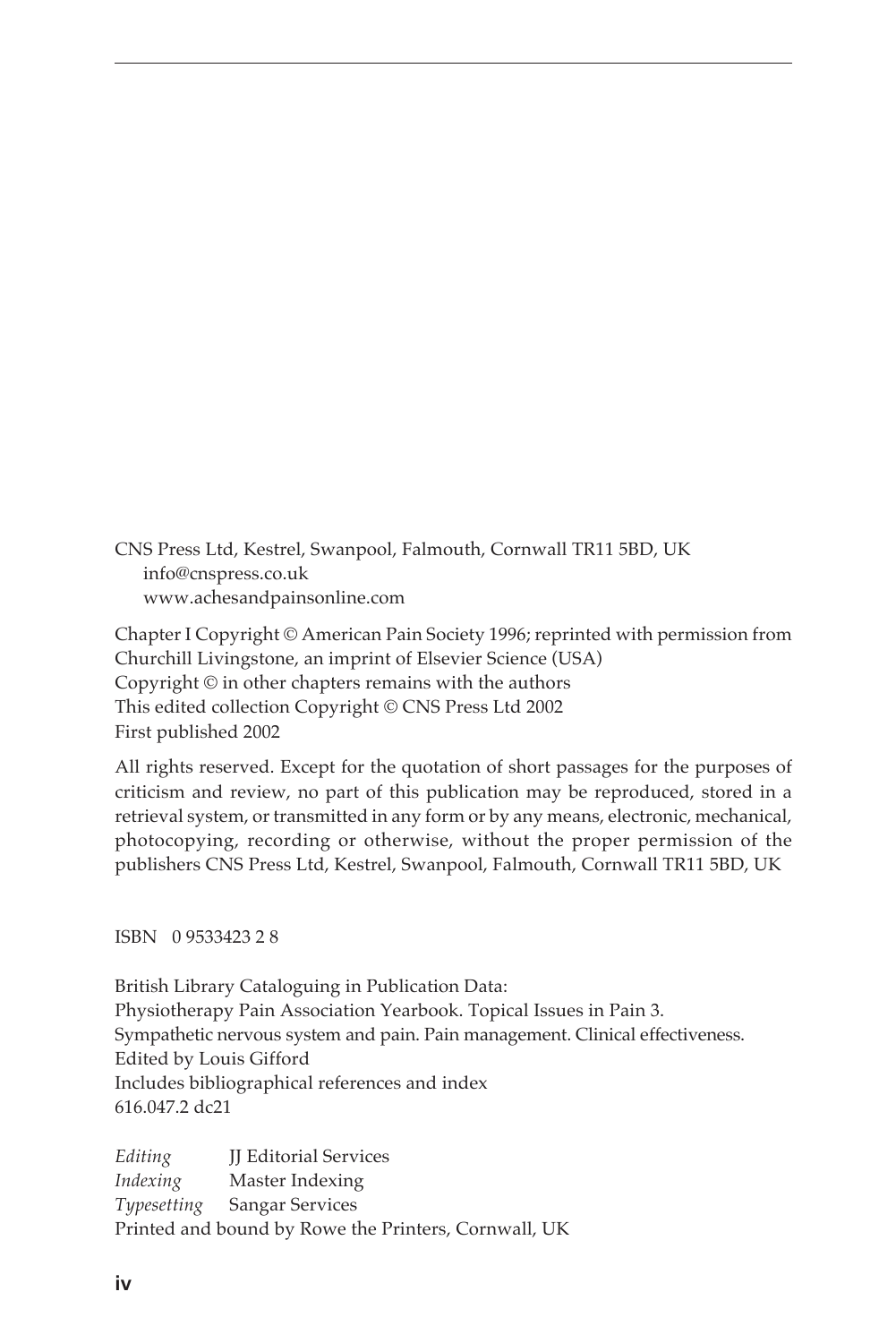CNS Press Ltd, Kestrel, Swanpool, Falmouth, Cornwall TR11 5BD, UK
info@cnspress.co.uk
www.achesandpainsonline.com

Chapter I Copyright © American Pain Society 1996; reprinted with permission from Churchill Livingstone, an imprint of Elsevier Science (USA)
Copyright © in other chapters remains with the authors
This edited collection Copyright © CNS Press Ltd 2002
First published 2002

All rights reserved. Except for the quotation of short passages for the purposes of criticism and review, no part of this publication may be reproduced, stored in a retrieval system, or transmitted in any form or by any means, electronic, mechanical, photocopying, recording or otherwise, without the proper permission of the publishers CNS Press Ltd, Kestrel, Swanpool, Falmouth, Cornwall TR11 5BD, UK

ISBN 0 9533423 2 8

British Library Cataloguing in Publication Data:
Physiotherapy Pain Association Yearbook. Topical Issues in Pain 3.
Sympathetic nervous system and pain. Pain management. Clinical effectiveness.
Edited by Louis Gifford
Includes bibliographical references and index
616.047.2 dc21

*Editing* JJ Editorial Services
*Indexing* Master Indexing
*Typesetting* Sangar Services
Printed and bound by Rowe the Printers, Cornwall, UK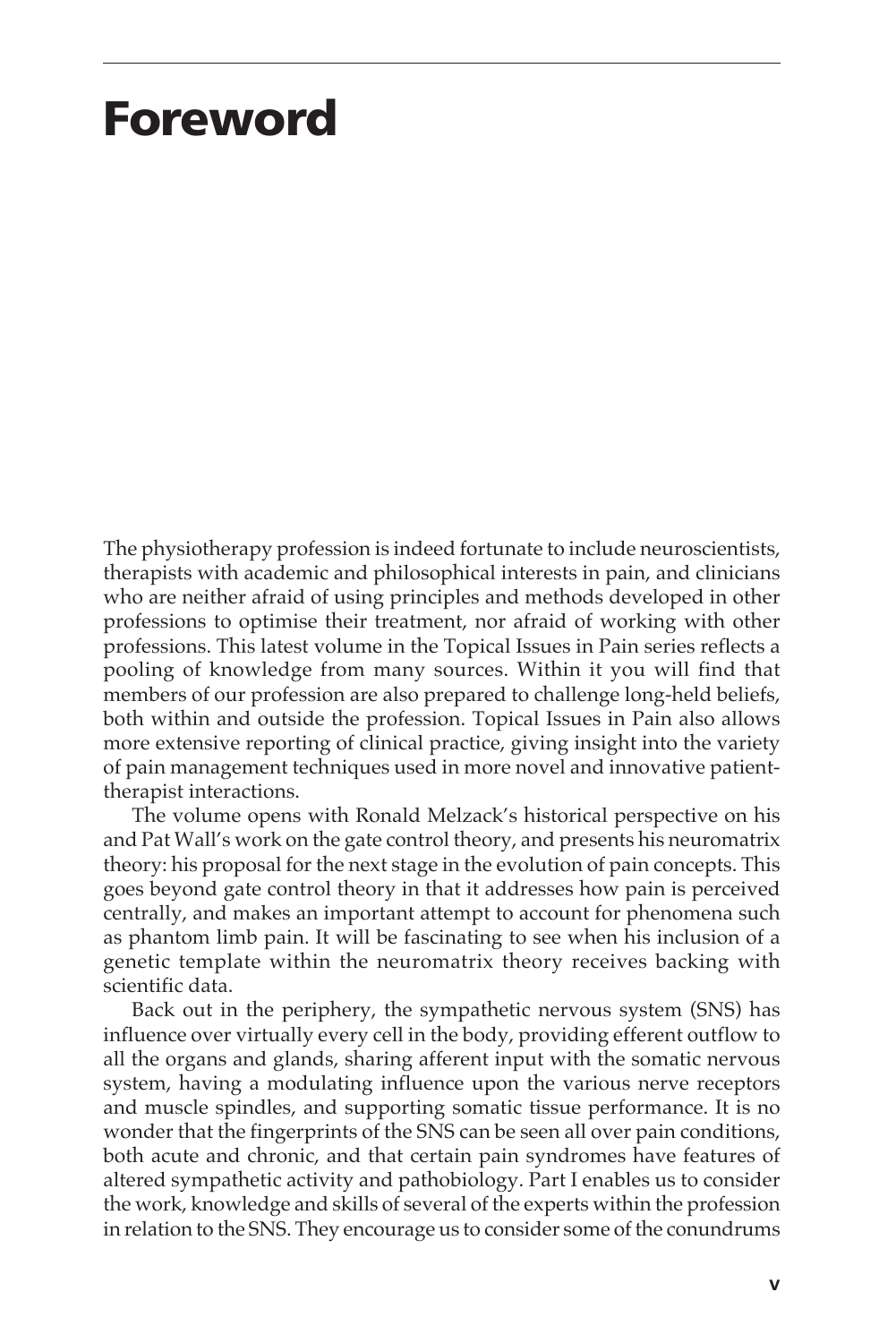# Foreword

The physiotherapy profession is indeed fortunate to include neuroscientists, therapists with academic and philosophical interests in pain, and clinicians who are neither afraid of using principles and methods developed in other professions to optimise their treatment, nor afraid of working with other professions. This latest volume in the Topical Issues in Pain series reflects a pooling of knowledge from many sources. Within it you will find that members of our profession are also prepared to challenge long-held beliefs, both within and outside the profession. Topical Issues in Pain also allows more extensive reporting of clinical practice, giving insight into the variety of pain management techniques used in more novel and innovative patient-therapist interactions.

The volume opens with Ronald Melzack's historical perspective on his and Pat Wall's work on the gate control theory, and presents his neuromatrix theory: his proposal for the next stage in the evolution of pain concepts. This goes beyond gate control theory in that it addresses how pain is perceived centrally, and makes an important attempt to account for phenomena such as phantom limb pain. It will be fascinating to see when his inclusion of a genetic template within the neuromatrix theory receives backing with scientific data.

Back out in the periphery, the sympathetic nervous system (SNS) has influence over virtually every cell in the body, providing efferent outflow to all the organs and glands, sharing afferent input with the somatic nervous system, having a modulating influence upon the various nerve receptors and muscle spindles, and supporting somatic tissue performance. It is no wonder that the fingerprints of the SNS can be seen all over pain conditions, both acute and chronic, and that certain pain syndromes have features of altered sympathetic activity and pathobiology. Part I enables us to consider the work, knowledge and skills of several of the experts within the profession in relation to the SNS. They encourage us to consider some of the conundrums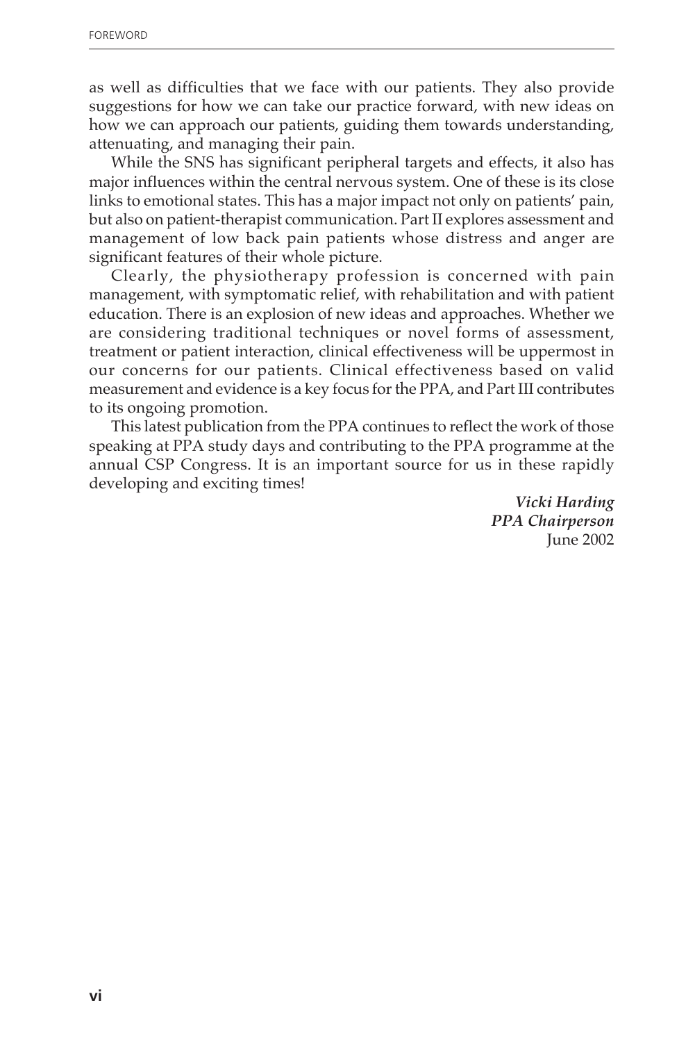as well as difficulties that we face with our patients. They also provide suggestions for how we can take our practice forward, with new ideas on how we can approach our patients, guiding them towards understanding, attenuating, and managing their pain.

While the SNS has significant peripheral targets and effects, it also has major influences within the central nervous system. One of these is its close links to emotional states. This has a major impact not only on patients' pain, but also on patient-therapist communication. Part II explores assessment and management of low back pain patients whose distress and anger are significant features of their whole picture.

Clearly, the physiotherapy profession is concerned with pain management, with symptomatic relief, with rehabilitation and with patient education. There is an explosion of new ideas and approaches. Whether we are considering traditional techniques or novel forms of assessment, treatment or patient interaction, clinical effectiveness will be uppermost in our concerns for our patients. Clinical effectiveness based on valid measurement and evidence is a key focus for the PPA, and Part III contributes to its ongoing promotion.

This latest publication from the PPA continues to reflect the work of those speaking at PPA study days and contributing to the PPA programme at the annual CSP Congress. It is an important source for us in these rapidly developing and exciting times!

***Vicki Harding***
***PPA Chairperson***
June 2002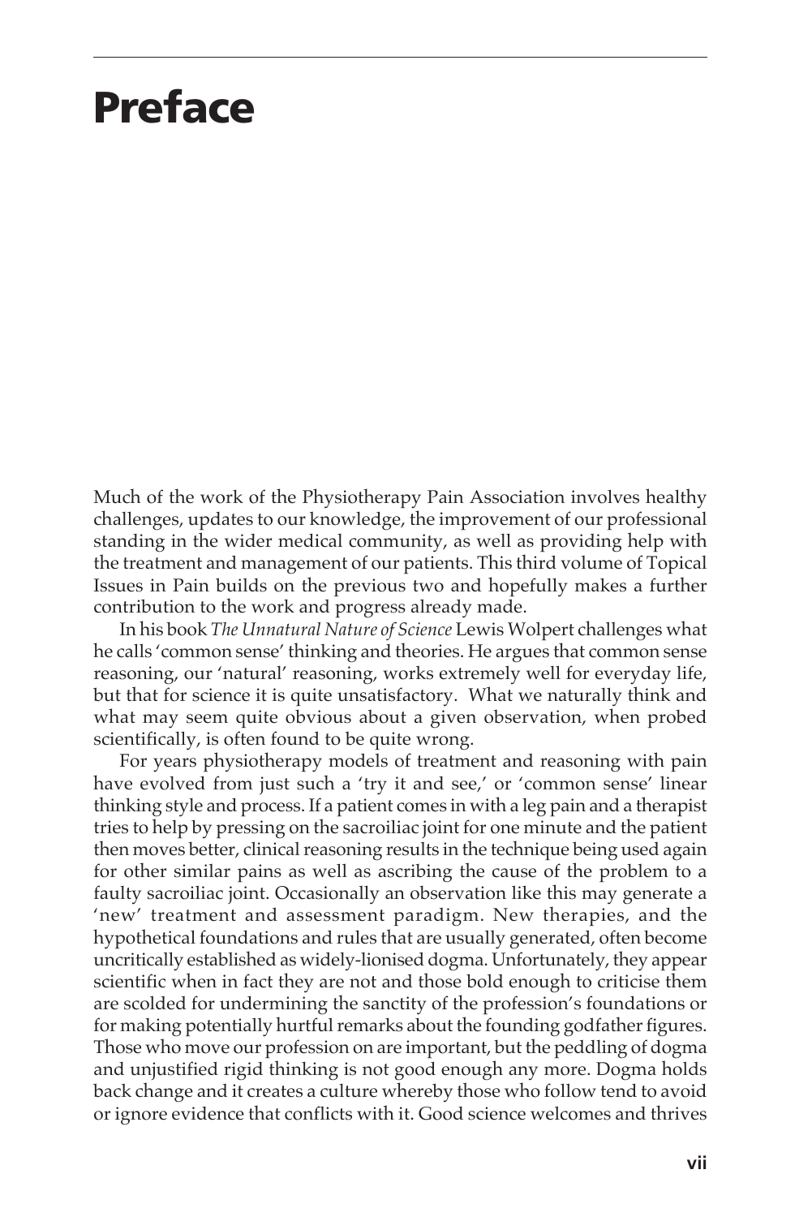# Preface

Much of the work of the Physiotherapy Pain Association involves healthy challenges, updates to our knowledge, the improvement of our professional standing in the wider medical community, as well as providing help with the treatment and management of our patients. This third volume of Topical Issues in Pain builds on the previous two and hopefully makes a further contribution to the work and progress already made.

In his book *The Unnatural Nature of Science* Lewis Wolpert challenges what he calls 'common sense' thinking and theories. He argues that common sense reasoning, our 'natural' reasoning, works extremely well for everyday life, but that for science it is quite unsatisfactory. What we naturally think and what may seem quite obvious about a given observation, when probed scientifically, is often found to be quite wrong.

For years physiotherapy models of treatment and reasoning with pain have evolved from just such a 'try it and see,' or 'common sense' linear thinking style and process. If a patient comes in with a leg pain and a therapist tries to help by pressing on the sacroiliac joint for one minute and the patient then moves better, clinical reasoning results in the technique being used again for other similar pains as well as ascribing the cause of the problem to a faulty sacroiliac joint. Occasionally an observation like this may generate a 'new' treatment and assessment paradigm. New therapies, and the hypothetical foundations and rules that are usually generated, often become uncritically established as widely-lionised dogma. Unfortunately, they appear scientific when in fact they are not and those bold enough to criticise them are scolded for undermining the sanctity of the profession's foundations or for making potentially hurtful remarks about the founding godfather figures. Those who move our profession on are important, but the peddling of dogma and unjustified rigid thinking is not good enough any more. Dogma holds back change and it creates a culture whereby those who follow tend to avoid or ignore evidence that conflicts with it. Good science welcomes and thrives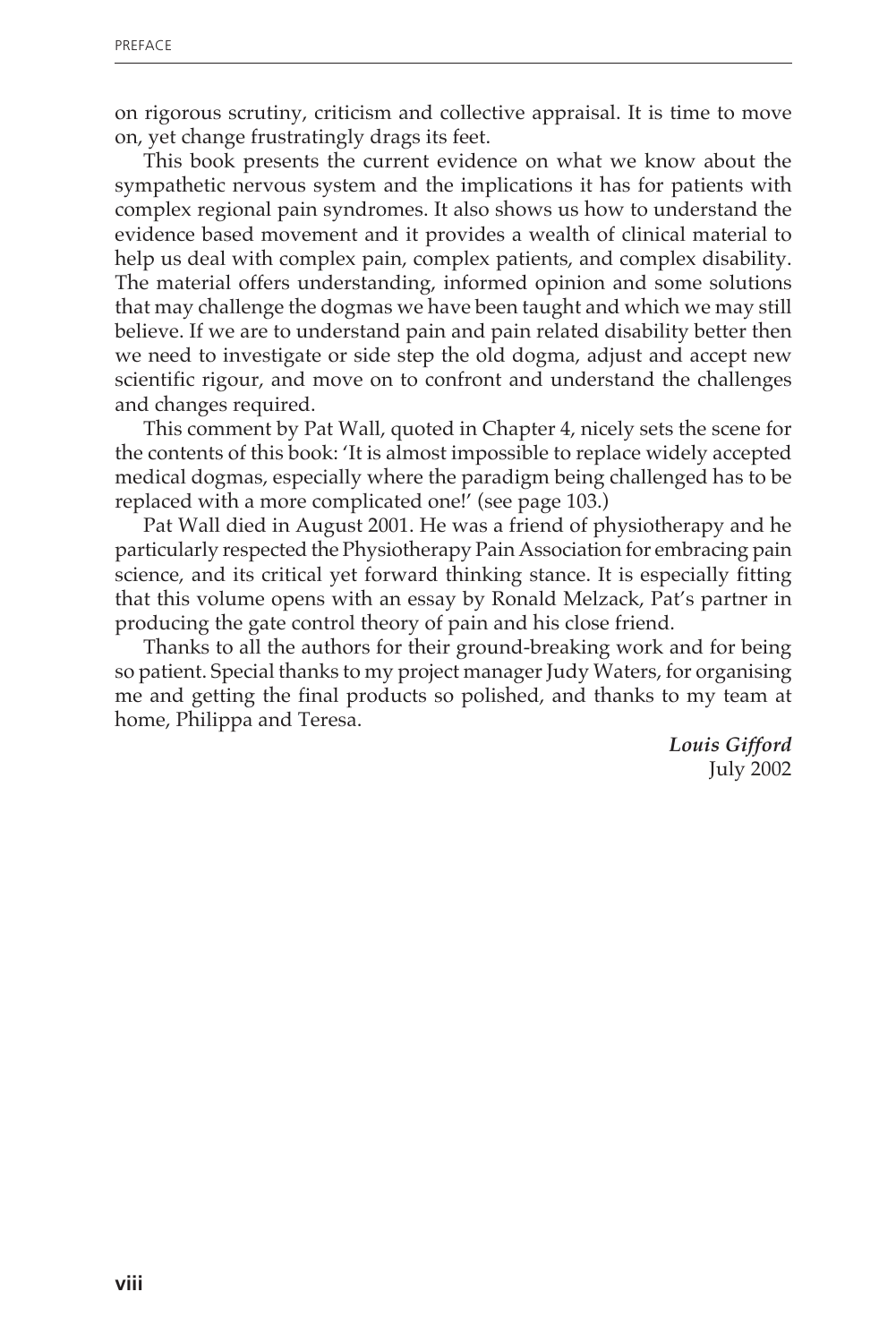on rigorous scrutiny, criticism and collective appraisal. It is time to move on, yet change frustratingly drags its feet.

This book presents the current evidence on what we know about the sympathetic nervous system and the implications it has for patients with complex regional pain syndromes. It also shows us how to understand the evidence based movement and it provides a wealth of clinical material to help us deal with complex pain, complex patients, and complex disability. The material offers understanding, informed opinion and some solutions that may challenge the dogmas we have been taught and which we may still believe. If we are to understand pain and pain related disability better then we need to investigate or side step the old dogma, adjust and accept new scientific rigour, and move on to confront and understand the challenges and changes required.

This comment by Pat Wall, quoted in Chapter 4, nicely sets the scene for the contents of this book: 'It is almost impossible to replace widely accepted medical dogmas, especially where the paradigm being challenged has to be replaced with a more complicated one!' (see page 103.)

Pat Wall died in August 2001. He was a friend of physiotherapy and he particularly respected the Physiotherapy Pain Association for embracing pain science, and its critical yet forward thinking stance. It is especially fitting that this volume opens with an essay by Ronald Melzack, Pat's partner in producing the gate control theory of pain and his close friend.

Thanks to all the authors for their ground-breaking work and for being so patient. Special thanks to my project manager Judy Waters, for organising me and getting the final products so polished, and thanks to my team at home, Philippa and Teresa.

***Louis Gifford***
July 2002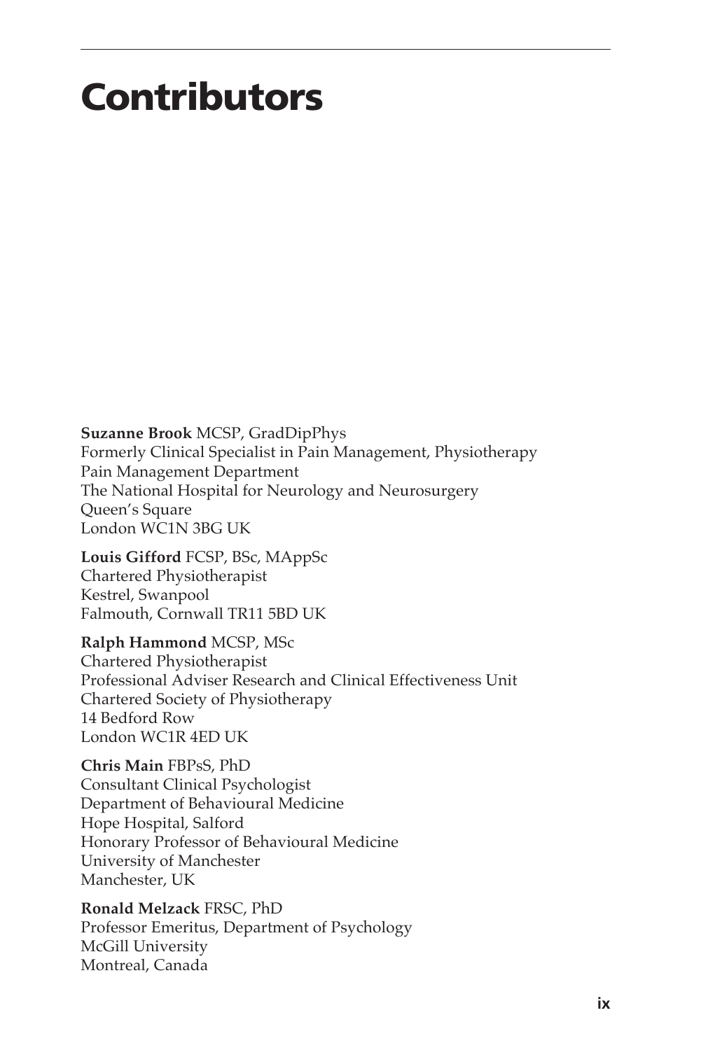# Contributors

**Suzanne Brook** MCSP, GradDipPhys
Formerly Clinical Specialist in Pain Management, Physiotherapy
Pain Management Department
The National Hospital for Neurology and Neurosurgery
Queen's Square
London WC1N 3BG UK

**Louis Gifford** FCSP, BSc, MAppSc
Chartered Physiotherapist
Kestrel, Swanpool
Falmouth, Cornwall TR11 5BD UK

**Ralph Hammond** MCSP, MSc
Chartered Physiotherapist
Professional Adviser Research and Clinical Effectiveness Unit
Chartered Society of Physiotherapy
14 Bedford Row
London WC1R 4ED UK

**Chris Main** FBPsS, PhD
Consultant Clinical Psychologist
Department of Behavioural Medicine
Hope Hospital, Salford
Honorary Professor of Behavioural Medicine
University of Manchester
Manchester, UK

**Ronald Melzack** FRSC, PhD
Professor Emeritus, Department of Psychology
McGill University
Montreal, Canada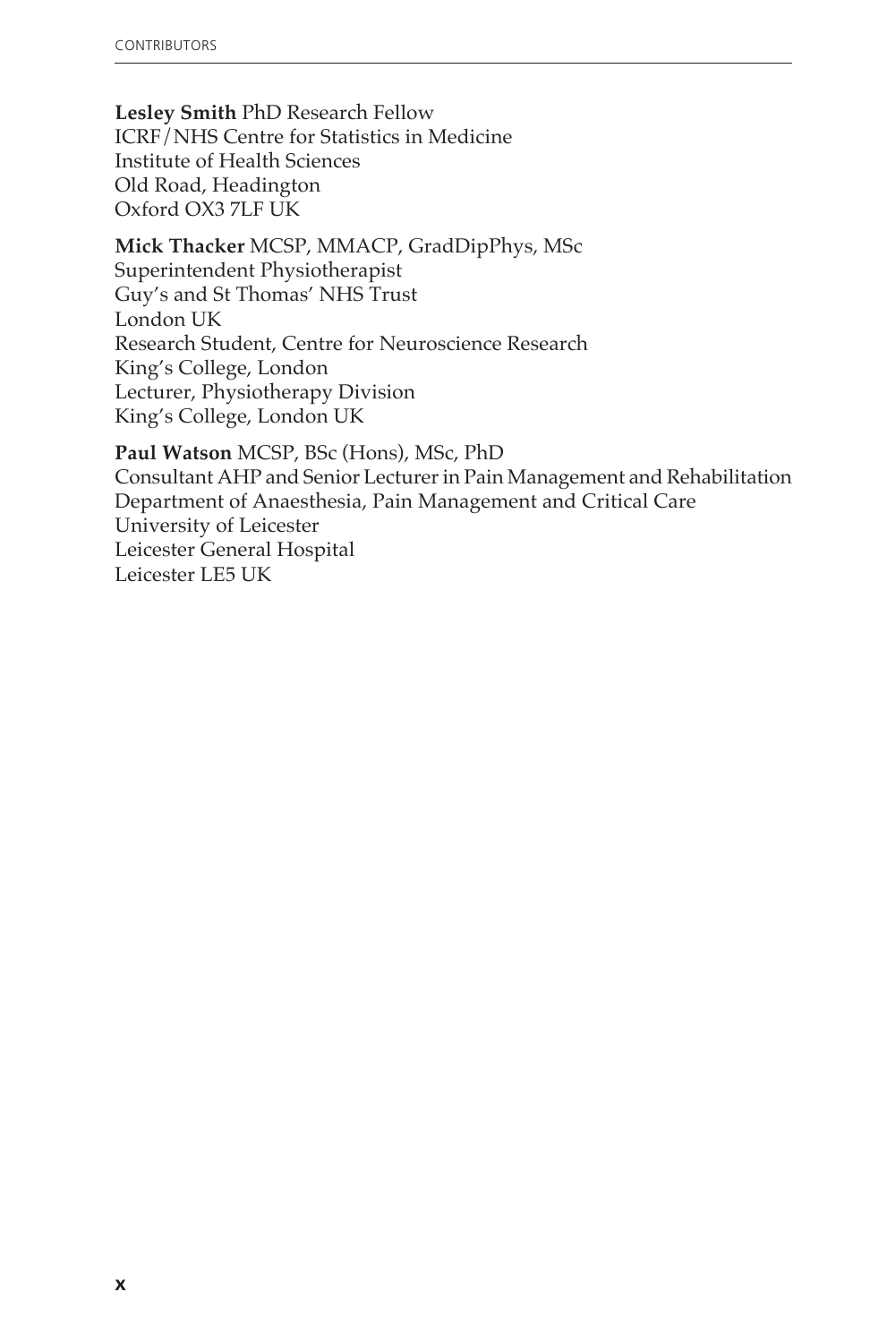**Lesley Smith** PhD Research Fellow
ICRF/NHS Centre for Statistics in Medicine
Institute of Health Sciences
Old Road, Headington
Oxford OX3 7LF UK

**Mick Thacker** MCSP, MMACP, GradDipPhys, MSc
Superintendent Physiotherapist
Guy's and St Thomas' NHS Trust
London UK
Research Student, Centre for Neuroscience Research
King's College, London
Lecturer, Physiotherapy Division
King's College, London UK

**Paul Watson** MCSP, BSc (Hons), MSc, PhD
Consultant AHP and Senior Lecturer in Pain Management and Rehabilitation
Department of Anaesthesia, Pain Management and Critical Care
University of Leicester
Leicester General Hospital
Leicester LE5 UK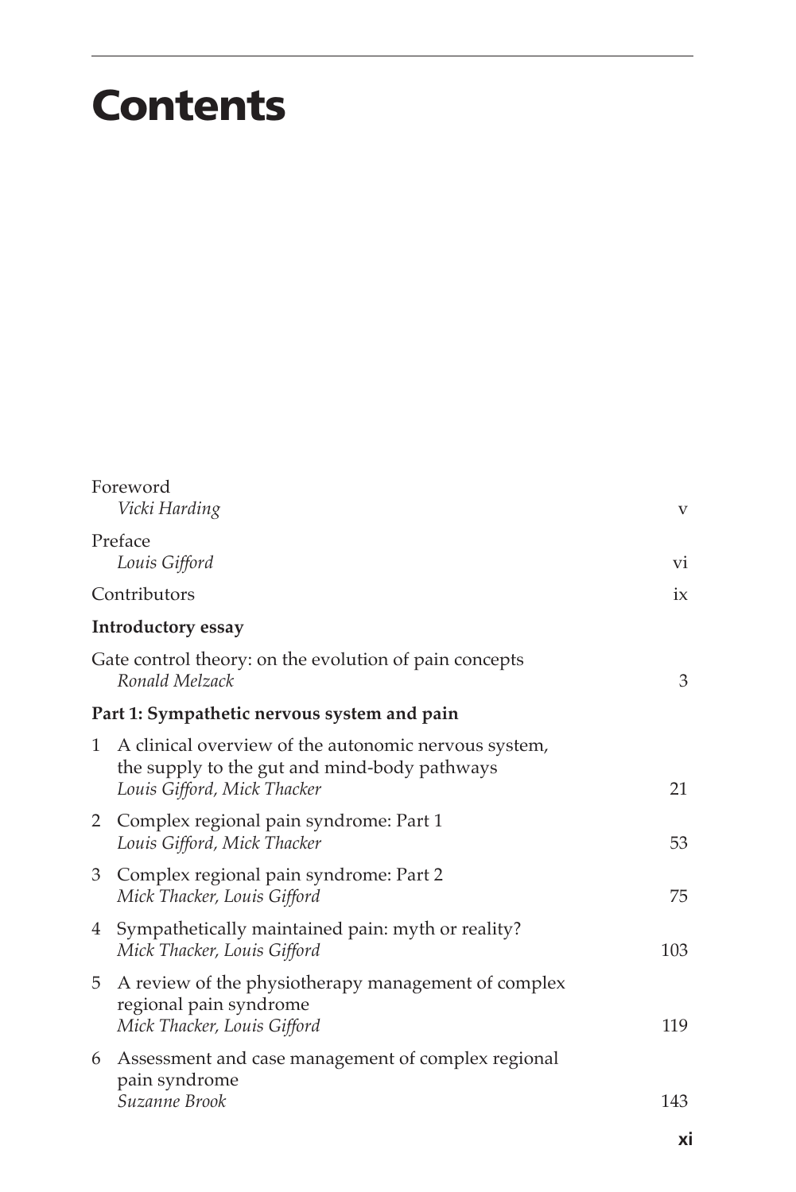# Contents

Foreword
*Vicki Harding* v

Preface
*Louis Gifford* vi

Contributors ix

**Introductory essay**

Gate control theory: on the evolution of pain concepts
*Ronald Melzack* 3

**Part 1: Sympathetic nervous system and pain**

1 A clinical overview of the autonomic nervous system, the supply to the gut and mind-body pathways
*Louis Gifford, Mick Thacker* 21

2 Complex regional pain syndrome: Part 1
*Louis Gifford, Mick Thacker* 53

3 Complex regional pain syndrome: Part 2
*Mick Thacker, Louis Gifford* 75

4 Sympathetically maintained pain: myth or reality?
*Mick Thacker, Louis Gifford* 103

5 A review of the physiotherapy management of complex regional pain syndrome
*Mick Thacker, Louis Gifford* 119

6 Assessment and case management of complex regional pain syndrome
*Suzanne Brook* 143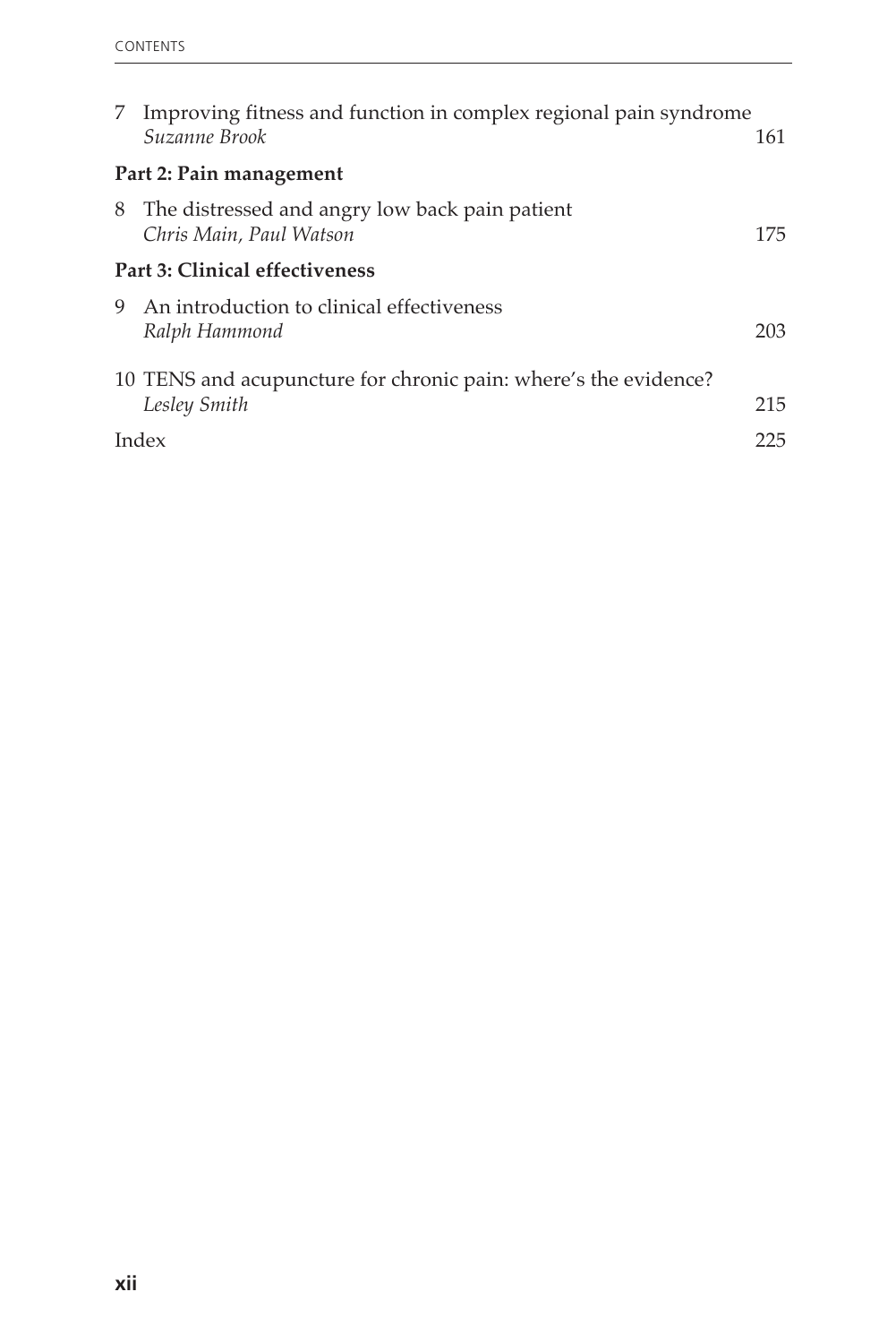7 Improving fitness and function in complex regional pain syndrome
*Suzanne Brook* 161

**Part 2: Pain management**

8 The distressed and angry low back pain patient
*Chris Main, Paul Watson* 175

**Part 3: Clinical effectiveness**

9 An introduction to clinical effectiveness
*Ralph Hammond* 203

10 TENS and acupuncture for chronic pain: where's the evidence?
*Lesley Smith* 215

Index 225